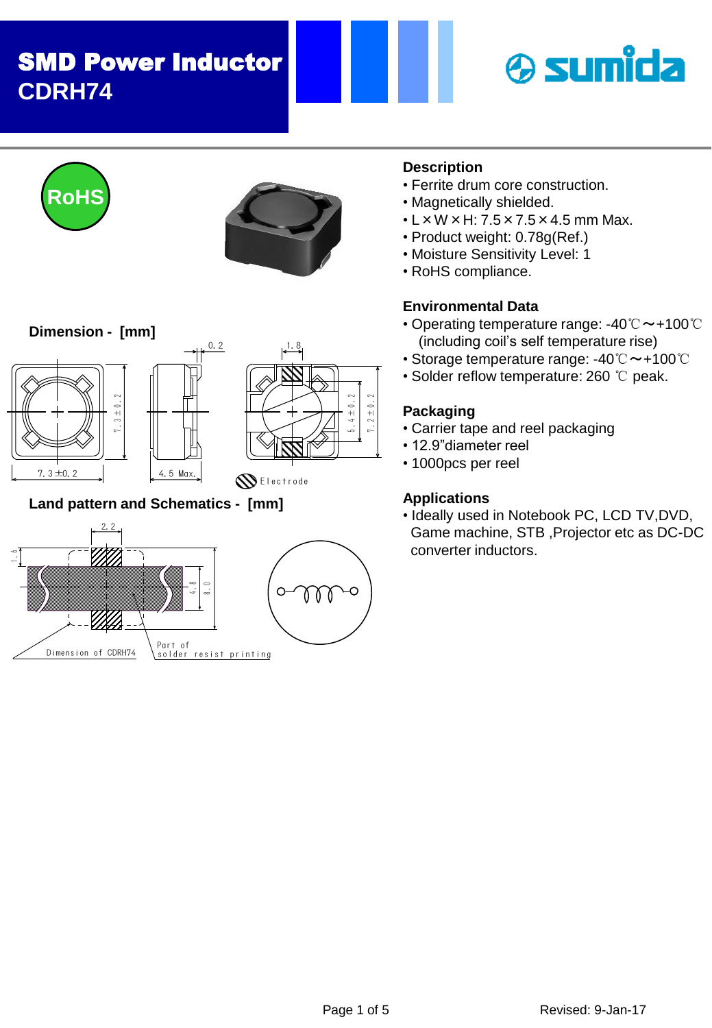# SMD Power Inductor
## CDRH74

RoHS

### Description
- Ferrite drum core construction.
- Magnetically shielded.
- L × W × H: 7.5 × 7.5 × 4.5 mm Max.
- Product weight: 0.78g(Ref.)
- Moisture Sensitivity Level: 1
- RoHS compliance.

### Environmental Data
- Operating temperature range: -40℃～+100℃ (including coil's self temperature rise)
- Storage temperature range: -40℃～+100℃
- Solder reflow temperature: 260 ℃ peak.

### Packaging
- Carrier tape and reel packaging
- 12.9"diameter reel
- 1000pcs per reel

### Applications
- Ideally used in Notebook PC, LCD TV,DVD, Game machine, STB ,Projector etc as DC-DC converter inductors.

### Dimension - [mm]

7.3±0.2, 7.3±0.2, 4.5 Max., 0.2, 1.8, 5.4±0.2, 7.2±0.2

Electrode

### Land pattern and Schematics - [mm]

2.2, 1.6, 4.8, 8.0

Dimension of CDRH74

Part of solder resist printing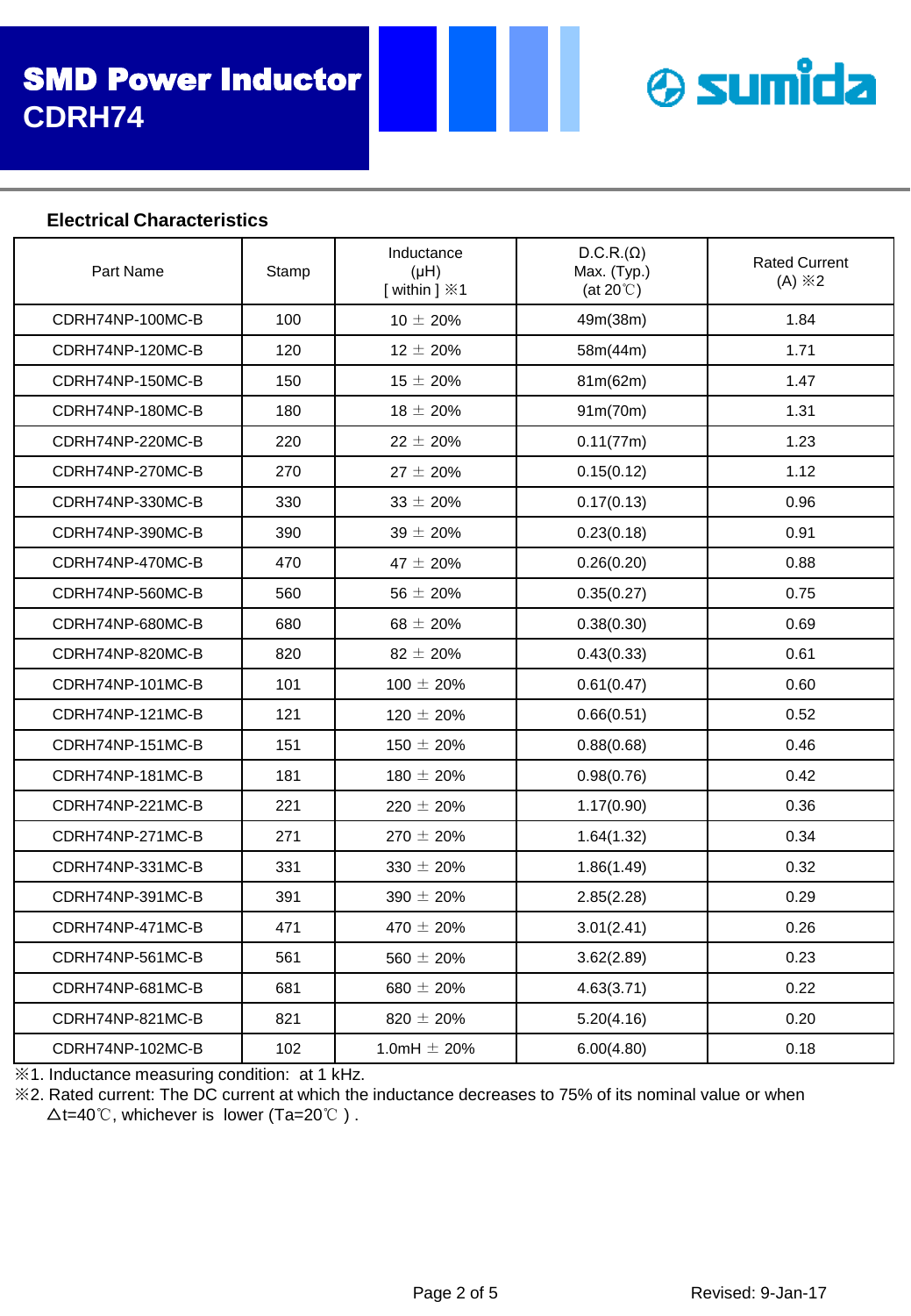# SMD Power Inductor
## CDRH74

### Electrical Characteristics

| Part Name | Stamp | Inductance (μH) [ within ] ※1 | D.C.R.(Ω) Max. (Typ.) (at 20℃) | Rated Current (A) ※2 |
|---|---|---|---|---|
| CDRH74NP-100MC-B | 100 | 10 ± 20% | 49m(38m) | 1.84 |
| CDRH74NP-120MC-B | 120 | 12 ± 20% | 58m(44m) | 1.71 |
| CDRH74NP-150MC-B | 150 | 15 ± 20% | 81m(62m) | 1.47 |
| CDRH74NP-180MC-B | 180 | 18 ± 20% | 91m(70m) | 1.31 |
| CDRH74NP-220MC-B | 220 | 22 ± 20% | 0.11(77m) | 1.23 |
| CDRH74NP-270MC-B | 270 | 27 ± 20% | 0.15(0.12) | 1.12 |
| CDRH74NP-330MC-B | 330 | 33 ± 20% | 0.17(0.13) | 0.96 |
| CDRH74NP-390MC-B | 390 | 39 ± 20% | 0.23(0.18) | 0.91 |
| CDRH74NP-470MC-B | 470 | 47 ± 20% | 0.26(0.20) | 0.88 |
| CDRH74NP-560MC-B | 560 | 56 ± 20% | 0.35(0.27) | 0.75 |
| CDRH74NP-680MC-B | 680 | 68 ± 20% | 0.38(0.30) | 0.69 |
| CDRH74NP-820MC-B | 820 | 82 ± 20% | 0.43(0.33) | 0.61 |
| CDRH74NP-101MC-B | 101 | 100 ± 20% | 0.61(0.47) | 0.60 |
| CDRH74NP-121MC-B | 121 | 120 ± 20% | 0.66(0.51) | 0.52 |
| CDRH74NP-151MC-B | 151 | 150 ± 20% | 0.88(0.68) | 0.46 |
| CDRH74NP-181MC-B | 181 | 180 ± 20% | 0.98(0.76) | 0.42 |
| CDRH74NP-221MC-B | 221 | 220 ± 20% | 1.17(0.90) | 0.36 |
| CDRH74NP-271MC-B | 271 | 270 ± 20% | 1.64(1.32) | 0.34 |
| CDRH74NP-331MC-B | 331 | 330 ± 20% | 1.86(1.49) | 0.32 |
| CDRH74NP-391MC-B | 391 | 390 ± 20% | 2.85(2.28) | 0.29 |
| CDRH74NP-471MC-B | 471 | 470 ± 20% | 3.01(2.41) | 0.26 |
| CDRH74NP-561MC-B | 561 | 560 ± 20% | 3.62(2.89) | 0.23 |
| CDRH74NP-681MC-B | 681 | 680 ± 20% | 4.63(3.71) | 0.22 |
| CDRH74NP-821MC-B | 821 | 820 ± 20% | 5.20(4.16) | 0.20 |
| CDRH74NP-102MC-B | 102 | 1.0mH ± 20% | 6.00(4.80) | 0.18 |

※1. Inductance measuring condition: at 1 kHz.

※2. Rated current: The DC current at which the inductance decreases to 75% of its nominal value or when $\Delta$t=40℃, whichever is lower (Ta=20℃ ).

Revised: 9-Jan-17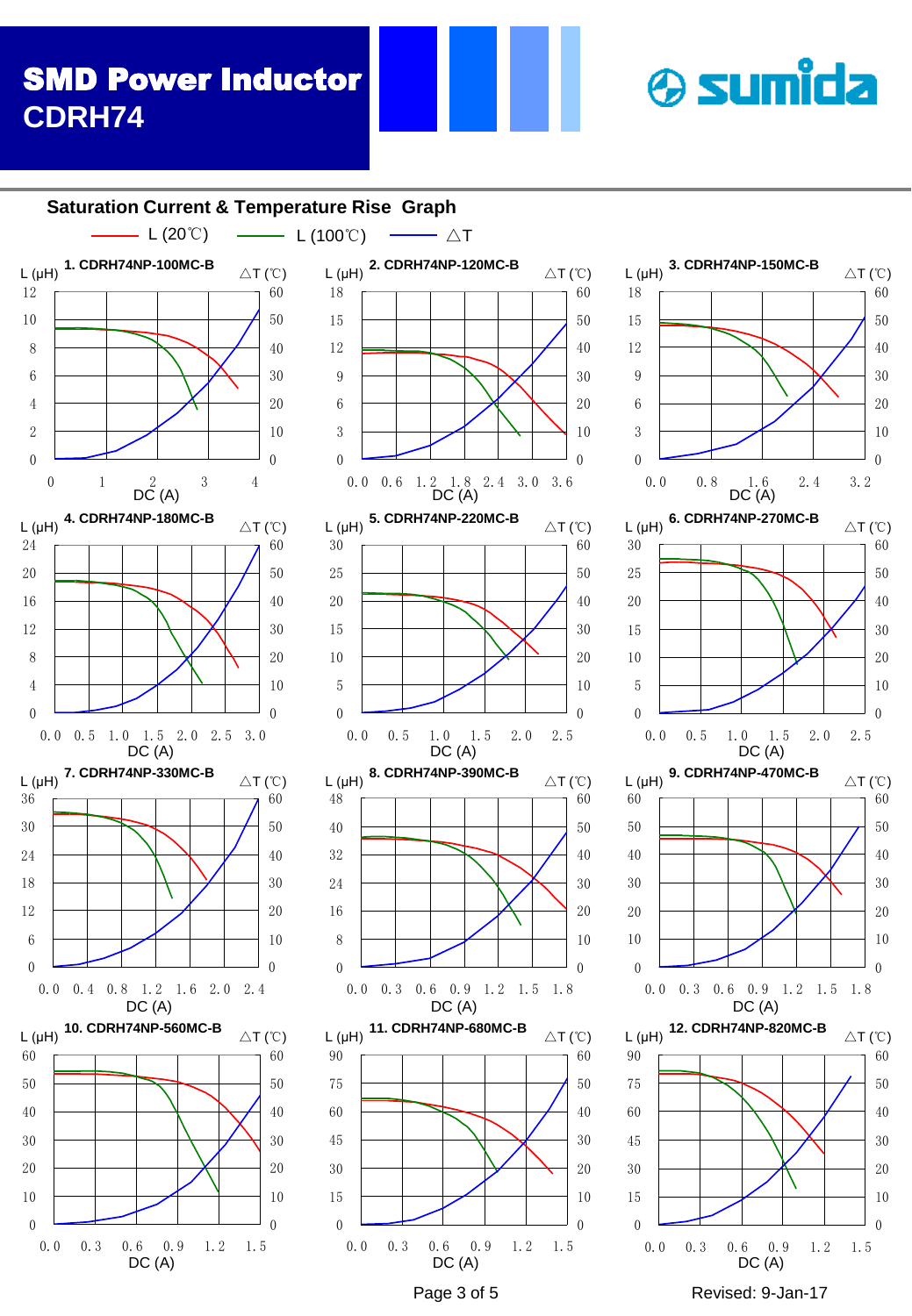## SMD Power Inductor
## CDRH74

### Saturation Current & Temperature Rise Graph

L (20℃) — L (100℃) — △T

1. CDRH74NP-100MC-B

2. CDRH74NP-120MC-B

3. CDRH74NP-150MC-B

4. CDRH74NP-180MC-B

5. CDRH74NP-220MC-B

6. CDRH74NP-270MC-B

7. CDRH74NP-330MC-B

8. CDRH74NP-390MC-B

9. CDRH74NP-470MC-B

10. CDRH74NP-560MC-B

11. CDRH74NP-680MC-B

12. CDRH74NP-820MC-B

Revised: 9-Jan-17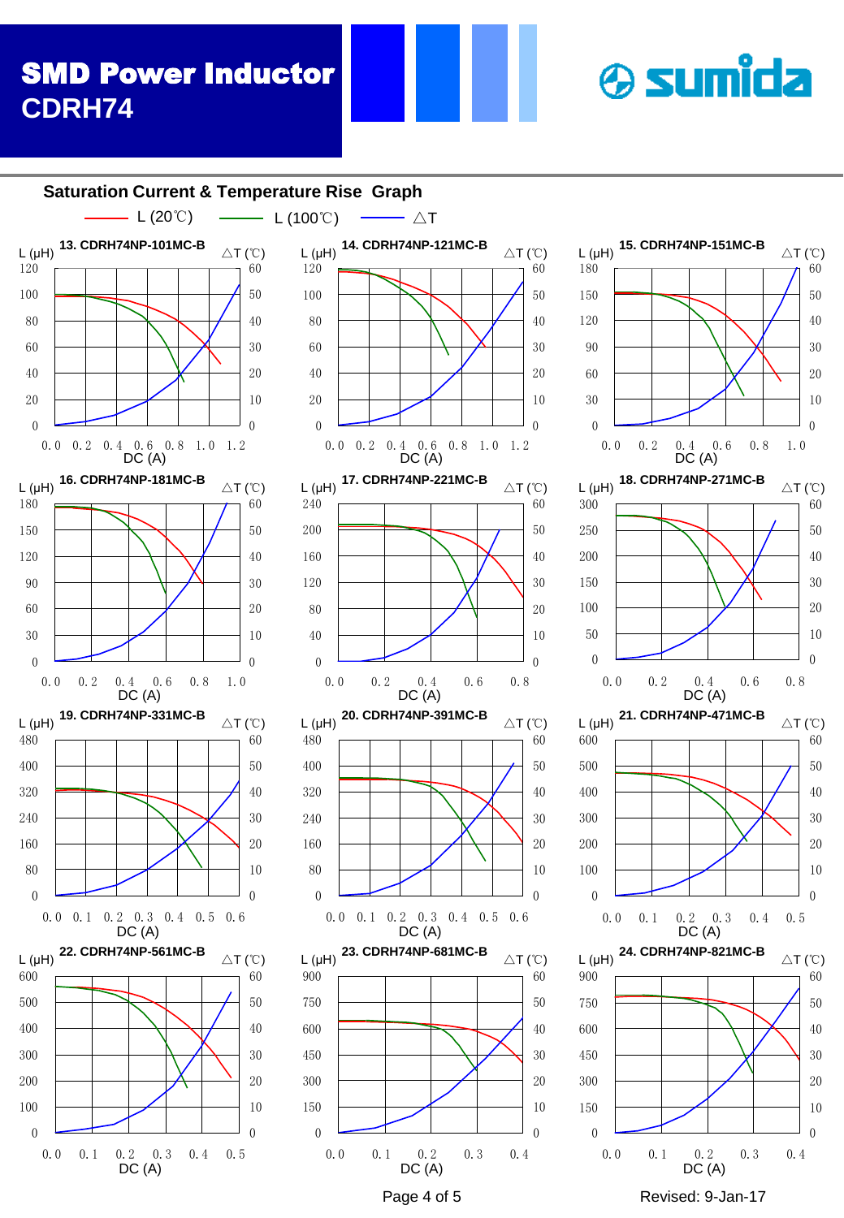# SMD Power Inductor
## CDRH74

### Saturation Current & Temperature Rise Graph

L (20℃) — L (100℃) — △T

**13. CDRH74NP-101MC-B**

L (μH): 0, 20, 40, 60, 80, 100, 120 | △T (℃): 0, 10, 20, 30, 40, 50, 60 | DC (A): 0.0, 0.2, 0.4, 0.6, 0.8, 1.0, 1.2

**14. CDRH74NP-121MC-B**

L (μH): 0, 20, 40, 60, 80, 100, 120 | △T (℃): 0, 10, 20, 30, 40, 50, 60 | DC (A): 0.0, 0.2, 0.4, 0.6, 0.8, 1.0, 1.2

**15. CDRH74NP-151MC-B**

L (μH): 0, 30, 60, 90, 120, 150, 180 | △T (℃): 0, 10, 20, 30, 40, 50, 60 | DC (A): 0.0, 0.2, 0.4, 0.6, 0.8, 1.0

**16. CDRH74NP-181MC-B**

L (μH): 0, 30, 60, 90, 120, 150, 180 | △T (℃): 0, 10, 20, 30, 40, 50, 60 | DC (A): 0.0, 0.2, 0.4, 0.6, 0.8, 1.0

**17. CDRH74NP-221MC-B**

L (μH): 0, 40, 80, 120, 160, 200, 240 | △T (℃): 0, 10, 20, 30, 40, 50, 60 | DC (A): 0.0, 0.2, 0.4, 0.6, 0.8

**18. CDRH74NP-271MC-B**

L (μH): 0, 50, 100, 150, 200, 250, 300 | △T (℃): 0, 10, 20, 30, 40, 50, 60 | DC (A): 0.0, 0.2, 0.4, 0.6, 0.8

**19. CDRH74NP-331MC-B**

L (μH): 0, 80, 160, 240, 320, 400, 480 | △T (℃): 0, 10, 20, 30, 40, 50, 60 | DC (A): 0.0, 0.1, 0.2, 0.3, 0.4, 0.5, 0.6

**20. CDRH74NP-391MC-B**

L (μH): 0, 80, 160, 240, 320, 400, 480 | △T (℃): 0, 10, 20, 30, 40, 50, 60 | DC (A): 0.0, 0.1, 0.2, 0.3, 0.4, 0.5, 0.6

**21. CDRH74NP-471MC-B**

L (μH): 0, 100, 200, 300, 400, 500, 600 | △T (℃): 0, 10, 20, 30, 40, 50, 60 | DC (A): 0.0, 0.1, 0.2, 0.3, 0.4, 0.5

**22. CDRH74NP-561MC-B**

L (μH): 0, 100, 200, 300, 400, 500, 600 | △T (℃): 0, 10, 20, 30, 40, 50, 60 | DC (A): 0.0, 0.1, 0.2, 0.3, 0.4, 0.5

**23. CDRH74NP-681MC-B**

L (μH): 0, 150, 300, 450, 600, 750, 900 | △T (℃): 0, 10, 20, 30, 40, 50, 60 | DC (A): 0.0, 0.1, 0.2, 0.3, 0.4

**24. CDRH74NP-821MC-B**

L (μH): 0, 150, 300, 450, 600, 750, 900 | △T (℃): 0, 10, 20, 30, 40, 50, 60 | DC (A): 0.0, 0.1, 0.2, 0.3, 0.4

Revised: 9-Jan-17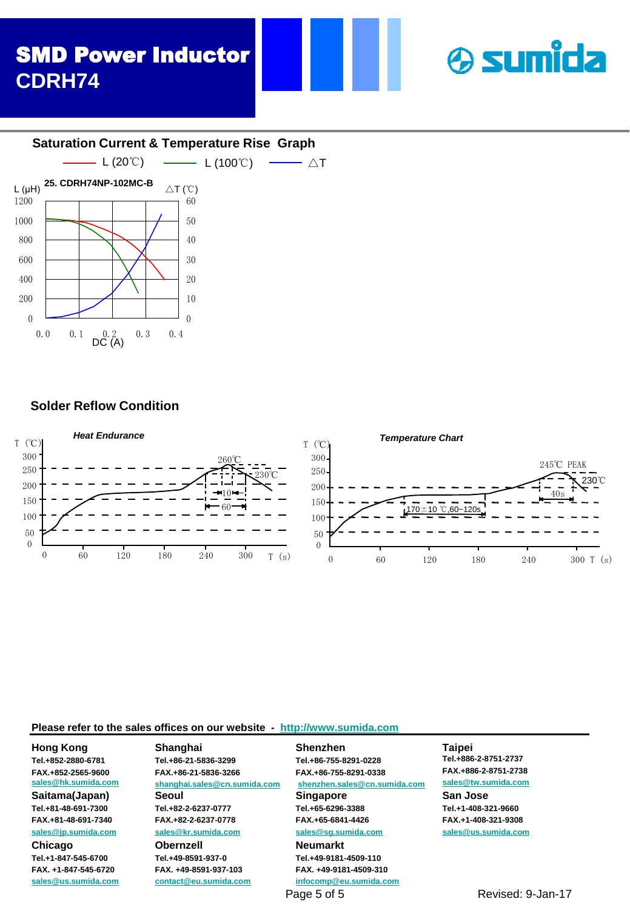# SMD Power Inductor
## CDRH74

sumida

## Saturation Current & Temperature Rise Graph

L (20℃) L (100℃) △T

25. CDRH74NP-102MC-B

L (μH)
1200
1000
800
600
400
200
0

△T (℃)
60
50
40
30
20
10
0

0.0 0.1 0.2 0.3 0.4
DC (A)

## Solder Reflow Condition

*Heat Endurance*

T (℃)
300
250
200
150
100
50
0

260℃
230℃
10
60

0 60 120 180 240 300 T (s)

*Temperature Chart*

T (℃)
300
250
200
150
100
50
0

245℃ PEAK
230℃
40s
170±10 ℃,60~120s

0 60 120 180 240 300 T (s)

**Please refer to the sales offices on our website - http://www.sumida.com**

**Hong Kong**
Tel.+852-2880-6781
FAX.+852-2565-9600
sales@hk.sumida.com

**Shanghai**
Tel.+86-21-5836-3299
FAX.+86-21-5836-3266
shanghai.sales@cn.sumida.com

**Shenzhen**
Tel.+86-755-8291-0228
FAX.+86-755-8291-0338
shenzhen.sales@cn.sumida.com

**Taipei**
Tel.+886-2-8751-2737
FAX.+886-2-8751-2738
sales@tw.sumida.com

**Saitama(Japan)**
Tel.+81-48-691-7300
FAX.+81-48-691-7340
sales@jp.sumida.com

**Seoul**
Tel.+82-2-6237-0777
FAX.+82-2-6237-0778
sales@kr.sumida.com

**Singapore**
Tel.+65-6296-3388
FAX.+65-6841-4426
sales@sg.sumida.com

**San Jose**
Tel.+1-408-321-9660
FAX.+1-408-321-9308
sales@us.sumida.com

**Chicago**
Tel.+1-847-545-6700
FAX. +1-847-545-6720
sales@us.sumida.com

**Obernzell**
Tel.+49-8591-937-0
FAX. +49-8591-937-103
contact@eu.sumida.com

**Neumarkt**
Tel.+49-9181-4509-110
FAX. +49-9181-4509-310
infocomp@eu.sumida.com

Revised: 9-Jan-17